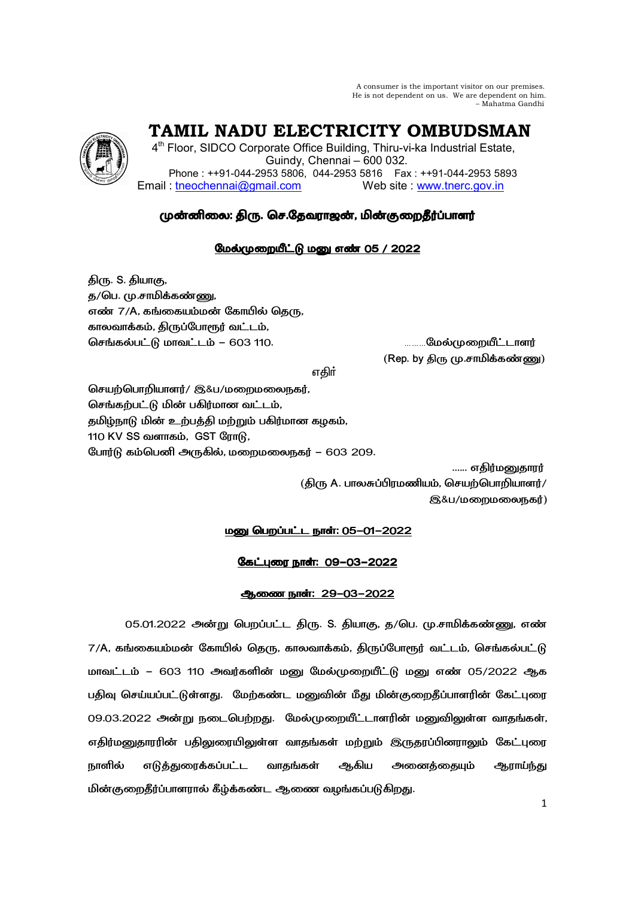A consumer is the important visitor on our premises.
He is not dependent on us. We are dependent on him.
– Mahatma Gandhi

# TAMIL NADU ELECTRICITY OMBUDSMAN

4th Floor, SIDCO Corporate Office Building, Thiru-vi-ka Industrial Estate,
Guindy, Chennai – 600 032.
Phone : ++91-044-2953 5806, 044-2953 5816 Fax : ++91-044-2953 5893
Email : tneochennai@gmail.com Web site : www.tnerc.gov.in

## முன்னிலை: திரு. செ.தேவராஜன், மின்குறைதீர்ப்பாளர்

### மேல்முறையீட்டு மனு எண் 05 / 2022

திரு. S. தியாகு,
த/பெ. மு.சாமிக்கண்ணு,
எண் 7/A, கங்கையம்மன் கோயில் தெரு,
காலவாக்கம், திருப்போரூர் வட்டம்,
செங்கல்பட்டு மாவட்டம் – 603 110. ………மேல்முறையீட்டாளர்
(Rep. by திரு மு.சாமிக்கண்ணு)

எதிர்

செயற்பொறியாளர்/ இ&ப/மறைமலைநகர்,
செங்கற்பட்டு மின் பகிர்மான வட்டம்,
தமிழ்நாடு மின் உற்பத்தி மற்றும் பகிர்மான கழகம்,
110 KV SS வளாகம், GST ரோடு,
போர்டு கம்பெனி அருகில், மறைமலைநகர் – 603 209.

…… எதிர்மனுதாரர்
(திரு A. பாலசுப்பிரமணியம், செயற்பொறியாளர்/
இ&ப/மறைமலைநகர்)

**மனு பெறப்பட்ட நாள்: 05-01-2022**

**கேட்புரை நாள்: 09-03-2022**

**ஆணை நாள்: 29-03-2022**

05.01.2022 அன்று பெறப்பட்ட திரு. S. தியாகு, த/பெ. மு.சாமிக்கண்ணு, எண் 7/A, கங்கையம்மன் கோயில் தெரு, காலவாக்கம், திருப்போரூர் வட்டம், செங்கல்பட்டு மாவட்டம் – 603 110 அவர்களின் மனு மேல்முறையீட்டு மனு எண் 05/2022 ஆக பதிவு செய்யப்பட்டுள்ளது. மேற்கண்ட மனுவின் மீது மின்குறைதீப்பாளரின் கேட்புரை 09.03.2022 அன்று நடைபெற்றது. மேல்முறையீட்டாளரின் மனுவிலுள்ள வாதங்கள், எதிர்மனுதாரரின் பதிலுரையிலுள்ள வாதங்கள் மற்றும் இருதரப்பினராலும் கேட்புரை நாளில் எடுத்துரைக்கப்பட்ட வாதங்கள் ஆகிய அனைத்தையும் ஆராய்ந்து மின்குறைதீர்ப்பாளரால் கீழ்க்கண்ட ஆணை வழங்கப்படுகிறது.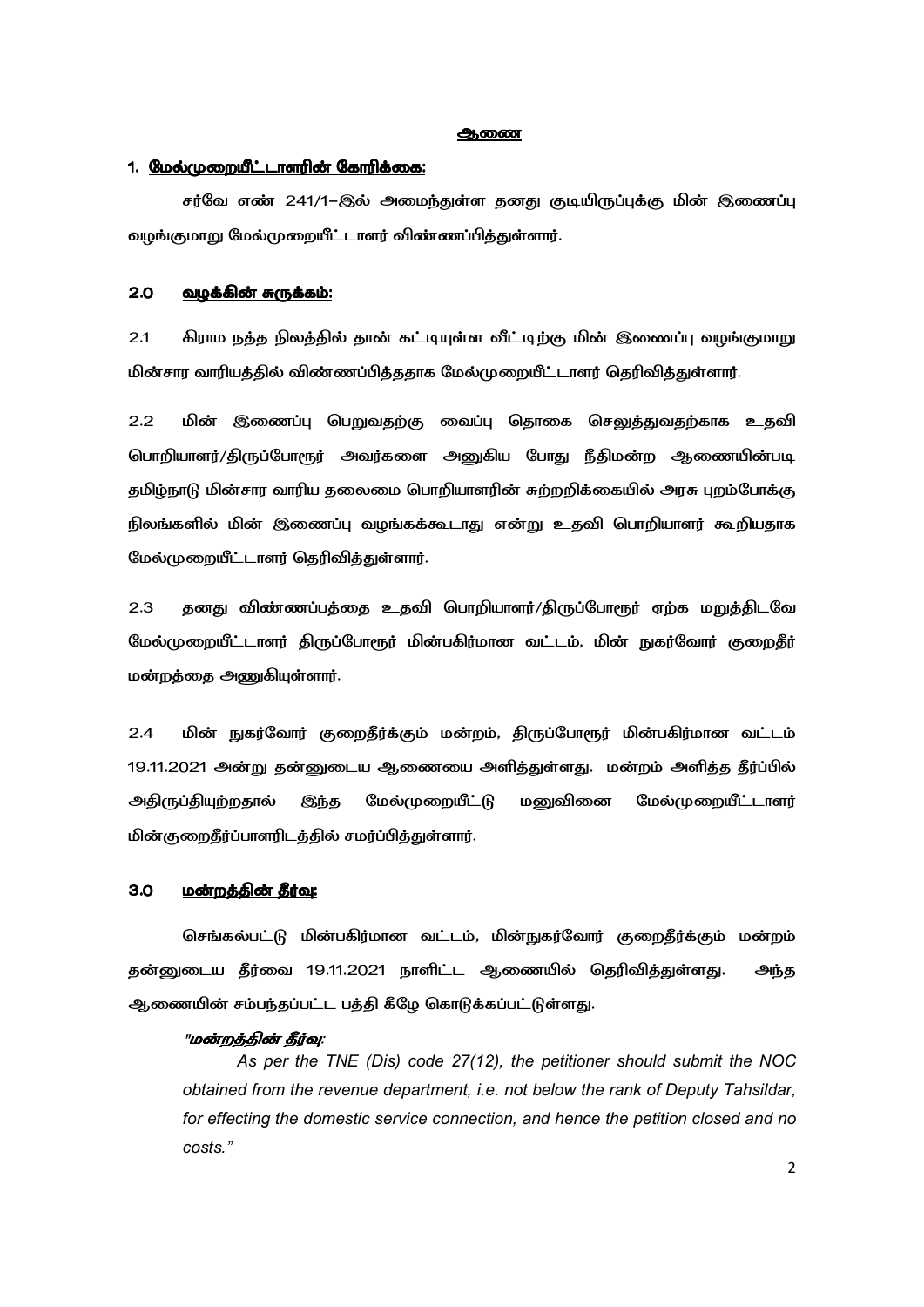**ஆணை**

## 1. மேல்முறையீட்டாளரின் கோரிக்கை:

சர்வே எண் 241/1–இல் அமைந்துள்ள தனது குடியிருப்புக்கு மின் இணைப்பு வழங்குமாறு மேல்முறையீட்டாளர் விண்ணப்பித்துள்ளார்.

## 2.0 வழக்கின் சுருக்கம்:

2.1 கிராம நத்த நிலத்தில் தான் கட்டியுள்ள வீட்டிற்கு மின் இணைப்பு வழங்குமாறு மின்சார வாரியத்தில் விண்ணப்பித்ததாக மேல்முறையீட்டாளர் தெரிவித்துள்ளார்.

2.2 மின் இணைப்பு பெறுவதற்கு வைப்பு தொகை செலுத்துவதற்காக உதவி பொறியாளர்/திருப்போரூர் அவர்களை அணுகிய போது நீதிமன்ற ஆணையின்படி தமிழ்நாடு மின்சார வாரிய தலைமை பொறியாளரின் சுற்றறிக்கையில் அரசு புறம்போக்கு நிலங்களில் மின் இணைப்பு வழங்கக்கூடாது என்று உதவி பொறியாளர் கூறியதாக மேல்முறையீட்டாளர் தெரிவித்துள்ளார்.

2.3 தனது விண்ணப்பத்தை உதவி பொறியாளர்/திருப்போரூர் ஏற்க மறுத்திடவே மேல்முறையீட்டாளர் திருப்போரூர் மின்பகிர்மான வட்டம், மின் நுகர்வோர் குறைதீர் மன்றத்தை அணுகியுள்ளார்.

2.4 மின் நுகர்வோர் குறைதீர்க்கும் மன்றம், திருப்போரூர் மின்பகிர்மான வட்டம் 19.11.2021 அன்று தன்னுடைய ஆணையை அளித்துள்ளது. மன்றம் அளித்த தீர்ப்பில் அதிருப்தியுற்றதால் இந்த மேல்முறையீட்டு மனுவினை மேல்முறையீட்டாளர் மின்குறைதீர்ப்பாளரிடத்தில் சமர்ப்பித்துள்ளார்.

## 3.0 மன்றத்தின் தீர்வு:

செங்கல்பட்டு மின்பகிர்மான வட்டம், மின்நுகர்வோர் குறைதீர்க்கும் மன்றம் தன்னுடைய தீர்வை 19.11.2021 நாளிட்ட ஆணையில் தெரிவித்துள்ளது. அந்த ஆணையின் சம்பந்தப்பட்ட பத்தி கீழே கொடுக்கப்பட்டுள்ளது.

"***மன்றத்தின் தீர்வு:***

*As per the TNE (Dis) code 27(12), the petitioner should submit the NOC obtained from the revenue department, i.e. not below the rank of Deputy Tahsildar, for effecting the domestic service connection, and hence the petition closed and no costs."*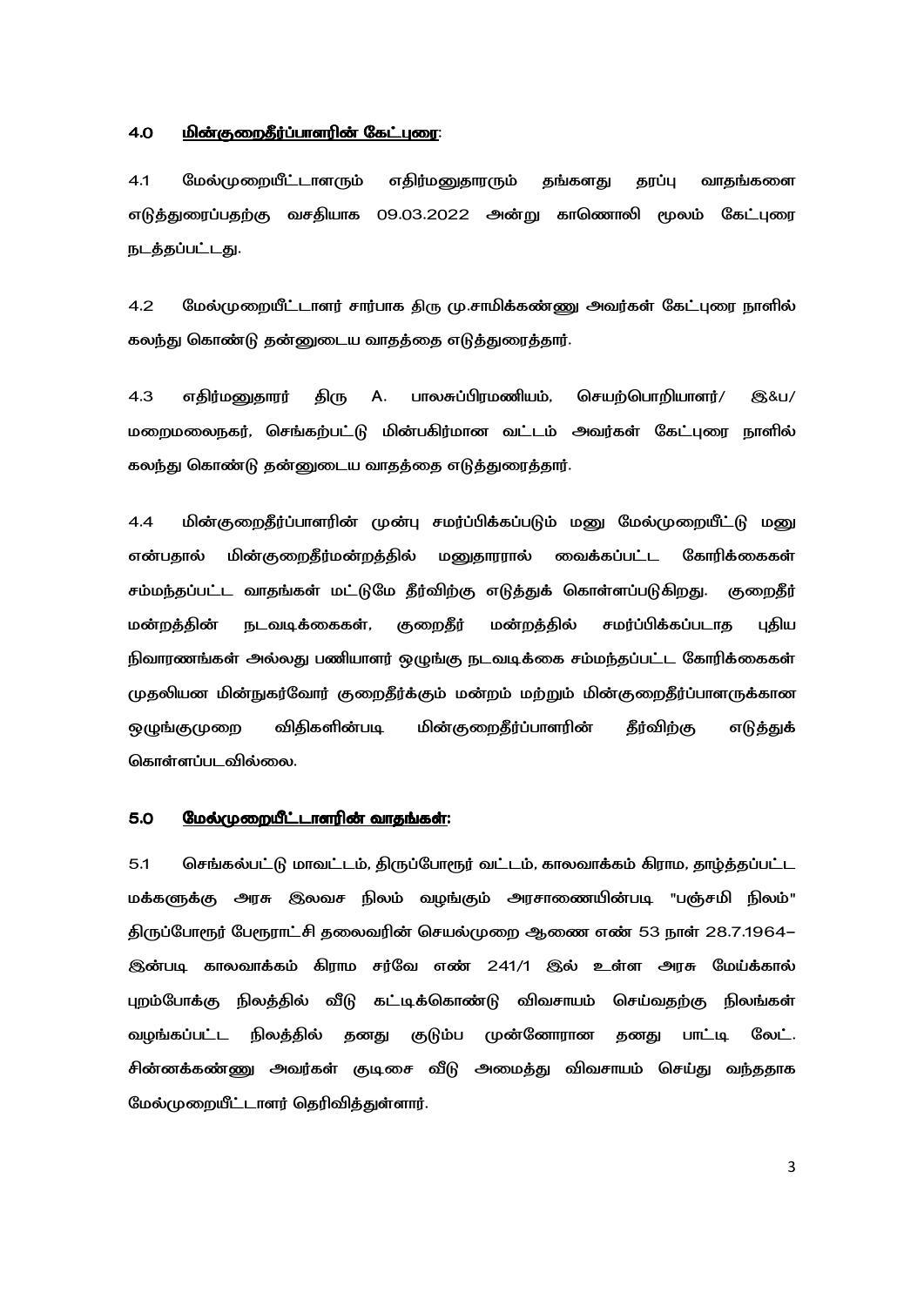## 4.0 <u>மின்குறைதீர்ப்பாளரின் கேட்புரை</u>:

4.1 மேல்முறையீட்டாளரும் எதிர்மனுதாரரும் தங்களது தரப்பு வாதங்களை எடுத்துரைப்பதற்கு வசதியாக 09.03.2022 அன்று காணொலி மூலம் கேட்புரை நடத்தப்பட்டது.

4.2 மேல்முறையீட்டாளர் சார்பாக திரு மு.சாமிக்கண்ணு அவர்கள் கேட்புரை நாளில் கலந்து கொண்டு தன்னுடைய வாதத்தை எடுத்துரைத்தார்.

4.3 எதிர்மனுதாரர் திரு A. பாலசுப்பிரமணியம், செயற்பொறியாளர்/ இ&ப/ மறைமலைநகர், செங்கற்பட்டு மின்பகிர்மான வட்டம் அவர்கள் கேட்புரை நாளில் கலந்து கொண்டு தன்னுடைய வாதத்தை எடுத்துரைத்தார்.

4.4 மின்குறைதீர்ப்பாளரின் முன்பு சமர்ப்பிக்கப்படும் மனு மேல்முறையீட்டு மனு என்பதால் மின்குறைதீர்மன்றத்தில் மனுதாரரால் வைக்கப்பட்ட கோரிக்கைகள் சம்மந்தப்பட்ட வாதங்கள் மட்டுமே தீர்விற்கு எடுத்துக் கொள்ளப்படுகிறது. குறைதீர் மன்றத்தின் நடவடிக்கைகள், குறைதீர் மன்றத்தில் சமர்ப்பிக்கப்படாத புதிய நிவாரணங்கள் அல்லது பணியாளர் ஒழுங்கு நடவடிக்கை சம்மந்தப்பட்ட கோரிக்கைகள் முதலியன மின்நுகர்வோர் குறைதீர்க்கும் மன்றம் மற்றும் மின்குறைதீர்ப்பாளருக்கான ஒழுங்குமுறை விதிகளின்படி மின்குறைதீர்ப்பாளரின் தீர்விற்கு எடுத்துக் கொள்ளப்படவில்லை.

## 5.0 <u>மேல்முறையீட்டாளரின் வாதங்கள்:</u>

5.1 செங்கல்பட்டு மாவட்டம், திருப்போரூர் வட்டம், காலவாக்கம் கிராம, தாழ்த்தப்பட்ட மக்களுக்கு அரசு இலவச நிலம் வழங்கும் அரசாணையின்படி "பஞ்சமி நிலம்" திருப்போரூர் பேரூராட்சி தலைவரின் செயல்முறை ஆணை எண் 53 நாள் 28.7.1964– இன்படி காலவாக்கம் கிராம சர்வே எண் 241/1 இல் உள்ள அரசு மேய்க்கால் புறம்போக்கு நிலத்தில் வீடு கட்டிக்கொண்டு விவசாயம் செய்வதற்கு நிலங்கள் வழங்கப்பட்ட நிலத்தில் தனது குடும்ப முன்னோரான தனது பாட்டி லேட். சின்னக்கண்ணு அவர்கள் குடிசை வீடு அமைத்து விவசாயம் செய்து வந்ததாக மேல்முறையீட்டாளர் தெரிவித்துள்ளார்.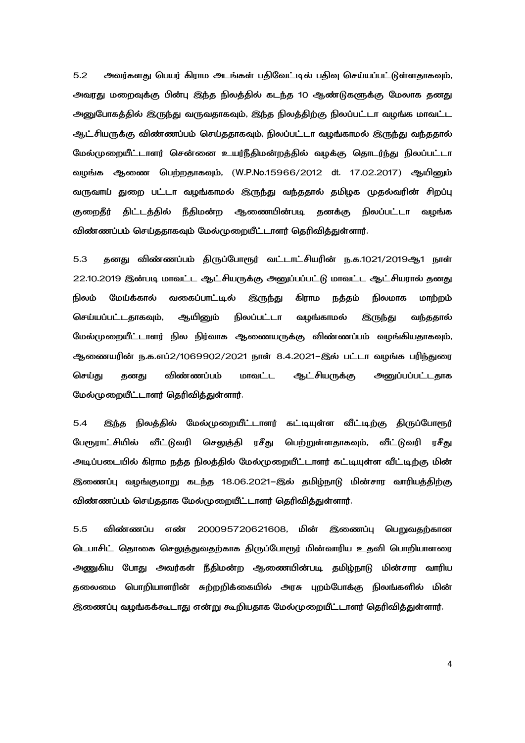5.2 அவர்களது பெயர் கிராம அடங்கள் பதிவேட்டில் பதிவு செய்யப்பட்டுள்ளதாகவும், அவரது மறைவுக்கு பின்பு இந்த நிலத்தில் கடந்த 10 ஆண்டுகளுக்கு மேலாக தனது அனுபோகத்தில் இருந்து வருவதாகவும், இந்த நிலத்திற்கு நிலப்பட்டா வழங்க மாவட்ட ஆட்சியருக்கு விண்ணப்பம் செய்ததாகவும், நிலப்பட்டா வழங்காமல் இருந்து வந்ததால் மேல்முறையீட்டாளர் சென்னை உயர்நீதிமன்றத்தில் வழக்கு தொடர்ந்து நிலப்பட்டா வழங்க ஆணை பெற்றதாகவும், (W.P.No.15966/2012 dt. 17.02.2017) ஆயினும் வருவாய் துறை பட்டா வழங்காமல் இருந்து வந்ததால் தமிழக முதல்வரின் சிறப்பு குறைதீர் திட்டத்தில் நீதிமன்ற ஆணையின்படி தனக்கு நிலப்பட்டா வழங்க விண்ணப்பம் செய்ததாகவும் மேல்முறையீட்டாளர் தெரிவித்துள்ளார்.

5.3 தனது விண்ணப்பம் திருப்போரூர் வட்டாட்சியரின் ந.க.1021/2019ஆ1 நாள் 22.10.2019 இன்படி மாவட்ட ஆட்சியருக்கு அனுப்பப்பட்டு மாவட்ட ஆட்சியரால் தனது நிலம் மேய்க்கால் வகைப்பாட்டில் இருந்து கிராம நத்தம் நிலமாக மாற்றம் செய்யப்பட்டதாகவும், ஆயினும் நிலப்பட்டா வழங்காமல் இருந்து வந்ததால் மேல்முறையீட்டாளர் நில நிர்வாக ஆணையருக்கு விண்ணப்பம் வழங்கியதாகவும், ஆணையரின் ந.க.எப்2/1069902/2021 நாள் 8.4.2021–இல் பட்டா வழங்க பரிந்துரை செய்து தனது விண்ணப்பம் மாவட்ட ஆட்சியருக்கு அனுப்பப்பட்டதாக மேல்முறையீட்டாளர் தெரிவித்துள்ளார்.

5.4 இந்த நிலத்தில் மேல்முறையீட்டாளர் கட்டியுள்ள வீட்டிற்கு திருப்போரூர் பேரூராட்சியில் வீட்டுவரி செலுத்தி ரசீது பெற்றுள்ளதாகவும், வீட்டுவரி ரசீது அடிப்படையில் கிராம நத்த நிலத்தில் மேல்முறையீட்டாளர் கட்டியுள்ள வீட்டிற்கு மின் இணைப்பு வழங்குமாறு கடந்த 18.06.2021–இல் தமிழ்நாடு மின்சார வாரியத்திற்கு விண்ணப்பம் செய்ததாக மேல்முறையீட்டாளர் தெரிவித்துள்ளார்.

5.5 விண்ணப்ப எண் 200095720621608, மின் இணைப்பு பெறுவதற்கான டெபாசிட் தொகை செலுத்துவதற்காக திருப்போரூர் மின்வாரிய உதவி பொறியாளரை அணுகிய போது அவர்கள் நீதிமன்ற ஆணையின்படி தமிழ்நாடு மின்சார வாரிய தலைமை பொறியாளரின் சுற்றறிக்கையில் அரசு புறம்போக்கு நிலங்களில் மின் இணைப்பு வழங்கக்கூடாது என்று கூறியதாக மேல்முறையீட்டாளர் தெரிவித்துள்ளார்.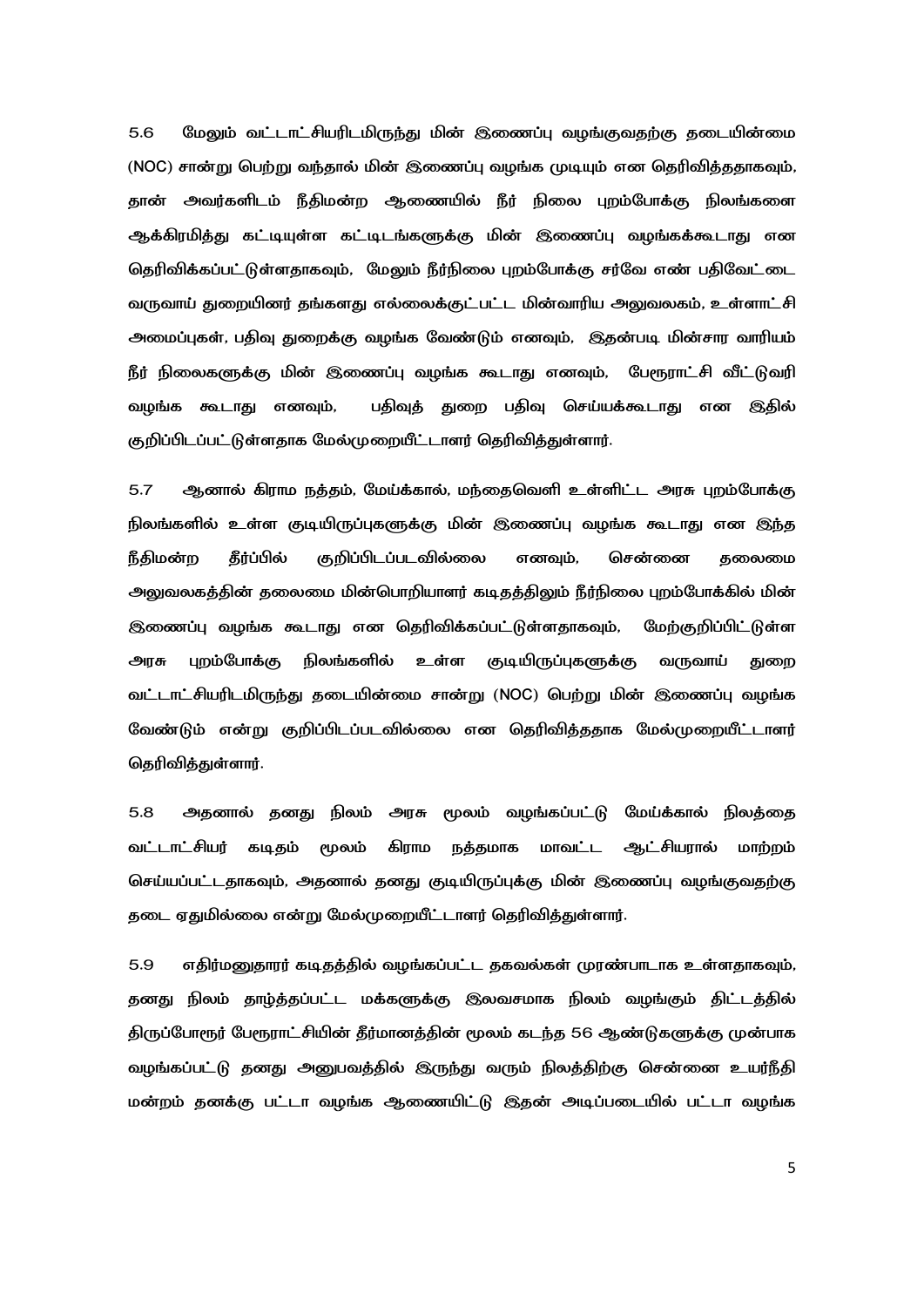5.6 மேலும் வட்டாட்சியரிடமிருந்து மின் இணைப்பு வழங்குவதற்கு தடையின்மை (NOC) சான்று பெற்று வந்தால் மின் இணைப்பு வழங்க முடியும் என தெரிவித்ததாகவும், தான் அவர்களிடம் நீதிமன்ற ஆணையில் நீர் நிலை புறம்போக்கு நிலங்களை ஆக்கிரமித்து கட்டியுள்ள கட்டிடங்களுக்கு மின் இணைப்பு வழங்கக்கூடாது என தெரிவிக்கப்பட்டுள்ளதாகவும், மேலும் நீர்நிலை புறம்போக்கு சர்வே எண் பதிவேட்டை வருவாய் துறையினர் தங்களது எல்லைக்குட்பட்ட மின்வாரிய அலுவலகம், உள்ளாட்சி அமைப்புகள், பதிவு துறைக்கு வழங்க வேண்டும் எனவும், இதன்படி மின்சார வாரியம் நீர் நிலைகளுக்கு மின் இணைப்பு வழங்க கூடாது எனவும், பேரூராட்சி வீட்டுவரி வழங்க கூடாது எனவும், பதிவுத் துறை பதிவு செய்யக்கூடாது என இதில் குறிப்பிடப்பட்டுள்ளதாக மேல்முறையீட்டாளர் தெரிவித்துள்ளார்.

5.7 ஆனால் கிராம நத்தம், மேய்க்கால், மந்தைவெளி உள்ளிட்ட அரசு புறம்போக்கு நிலங்களில் உள்ள குடியிருப்புகளுக்கு மின் இணைப்பு வழங்க கூடாது என இந்த நீதிமன்ற தீர்ப்பில் குறிப்பிடப்படவில்லை எனவும், சென்னை தலைமை அலுவலகத்தின் தலைமை மின்பொறியாளர் கடிதத்திலும் நீர்நிலை புறம்போக்கில் மின் இணைப்பு வழங்க கூடாது என தெரிவிக்கப்பட்டுள்ளதாகவும், மேற்குறிப்பிட்டுள்ள அரசு புறம்போக்கு நிலங்களில் உள்ள குடியிருப்புகளுக்கு வருவாய் துறை வட்டாட்சியரிடமிருந்து தடையின்மை சான்று (NOC) பெற்று மின் இணைப்பு வழங்க வேண்டும் என்று குறிப்பிடப்படவில்லை என தெரிவித்ததாக மேல்முறையீட்டாளர் தெரிவித்துள்ளார்.

5.8 அதனால் தனது நிலம் அரசு மூலம் வழங்கப்பட்டு மேய்க்கால் நிலத்தை வட்டாட்சியர் கடிதம் மூலம் கிராம நத்தமாக மாவட்ட ஆட்சியரால் மாற்றம் செய்யப்பட்டதாகவும், அதனால் தனது குடியிருப்புக்கு மின் இணைப்பு வழங்குவதற்கு தடை ஏதுமில்லை என்று மேல்முறையீட்டாளர் தெரிவித்துள்ளார்.

5.9 எதிர்மனுதாரர் கடிதத்தில் வழங்கப்பட்ட தகவல்கள் முரண்பாடாக உள்ளதாகவும், தனது நிலம் தாழ்த்தப்பட்ட மக்களுக்கு இலவசமாக நிலம் வழங்கும் திட்டத்தில் திருப்போரூர் பேரூராட்சியின் தீர்மானத்தின் மூலம் கடந்த 56 ஆண்டுகளுக்கு முன்பாக வழங்கப்பட்டு தனது அனுபவத்தில் இருந்து வரும் நிலத்திற்கு சென்னை உயர்நீதி மன்றம் தனக்கு பட்டா வழங்க ஆணையிட்டு இதன் அடிப்படையில் பட்டா வழங்க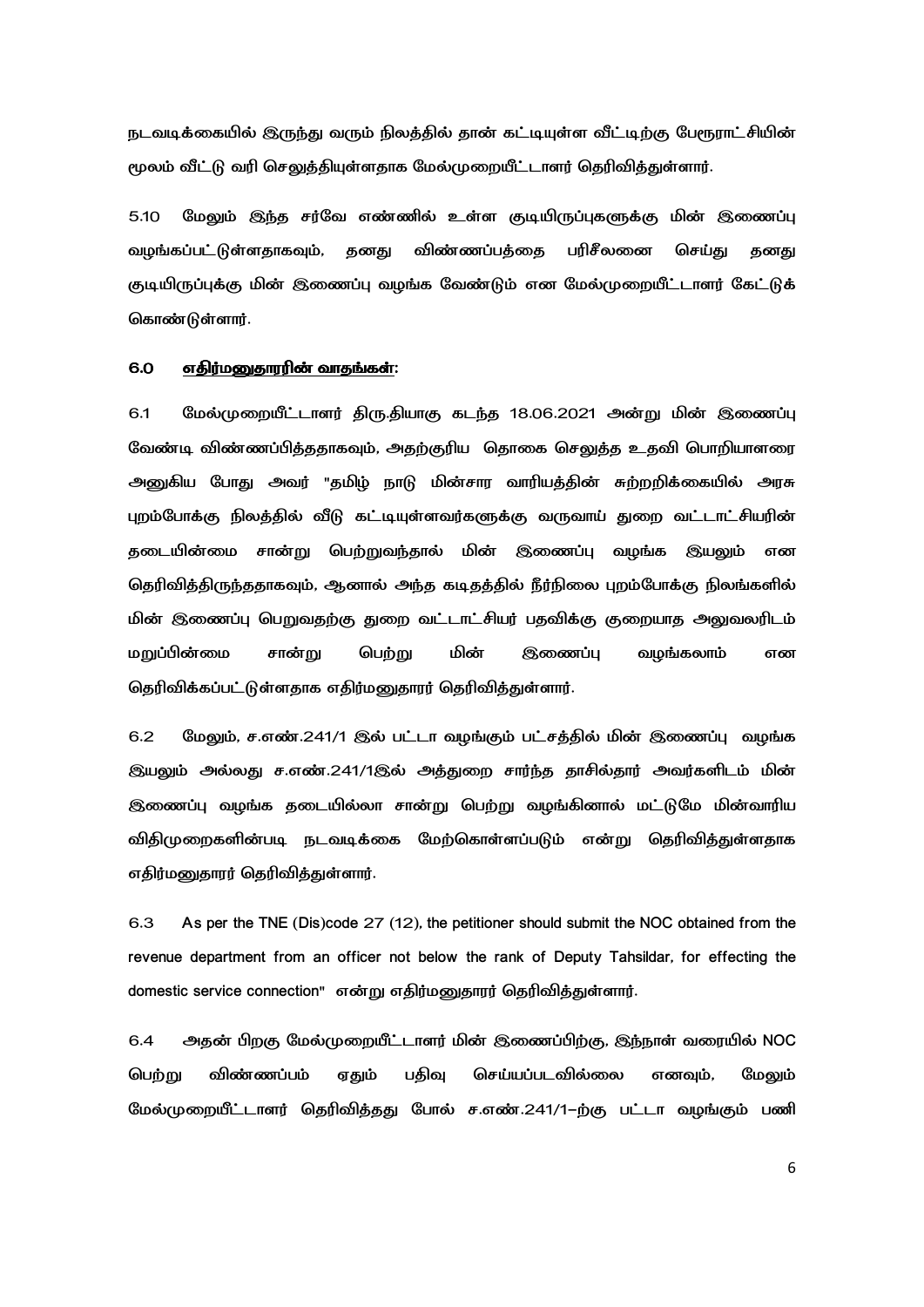நடவடிக்கையில் இருந்து வரும் நிலத்தில் தான் கட்டியுள்ள வீட்டிற்கு பேரூராட்சியின் மூலம் வீட்டு வரி செலுத்தியுள்ளதாக மேல்முறையீட்டாளர் தெரிவித்துள்ளார்.

5.10 மேலும் இந்த சர்வே எண்ணில் உள்ள குடியிருப்புகளுக்கு மின் இணைப்பு வழங்கப்பட்டுள்ளதாகவும், தனது விண்ணப்பத்தை பரிசீலனை செய்து தனது குடியிருப்புக்கு மின் இணைப்பு வழங்க வேண்டும் என மேல்முறையீட்டாளர் கேட்டுக் கொண்டுள்ளார்.

### 6.0 <u>எதிர்மனுதாரரின் வாதங்கள்:</u>

6.1 மேல்முறையீட்டாளர் திரு.தியாகு கடந்த 18.06.2021 அன்று மின் இணைப்பு வேண்டி விண்ணப்பித்ததாகவும், அதற்குரிய தொகை செலுத்த உதவி பொறியாளரை அனுகிய போது அவர் "தமிழ் நாடு மின்சார வாரியத்தின் சுற்றறிக்கையில் அரசு புறம்போக்கு நிலத்தில் வீடு கட்டியுள்ளவர்களுக்கு வருவாய் துறை வட்டாட்சியரின் தடையின்மை சான்று பெற்றுவந்தால் மின் இணைப்பு வழங்க இயலும் என தெரிவித்திருந்ததாகவும், ஆனால் அந்த கடிதத்தில் நீர்நிலை புறம்போக்கு நிலங்களில் மின் இணைப்பு பெறுவதற்கு துறை வட்டாட்சியர் பதவிக்கு குறையாத அலுவலரிடம் மறுப்பின்மை சான்று பெற்று மின் இணைப்பு வழங்கலாம் என தெரிவிக்கப்பட்டுள்ளதாக எதிர்மனுதாரர் தெரிவித்துள்ளார்.

6.2 மேலும், ச.எண்.241/1 இல் பட்டா வழங்கும் பட்சத்தில் மின் இணைப்பு வழங்க இயலும் அல்லது ச.எண்.241/1இல் அத்துறை சார்ந்த தாசில்தார் அவர்களிடம் மின் இணைப்பு வழங்க தடையில்லா சான்று பெற்று வழங்கினால் மட்டுமே மின்வாரிய விதிமுறைகளின்படி நடவடிக்கை மேற்கொள்ளப்படும் என்று தெரிவித்துள்ளதாக எதிர்மனுதாரர் தெரிவித்துள்ளார்.

6.3 As per the TNE (Dis)code 27 (12), the petitioner should submit the NOC obtained from the revenue department from an officer not below the rank of Deputy Tahsildar, for effecting the domestic service connection" என்று எதிர்மனுதாரர் தெரிவித்துள்ளார்.

6.4 அதன் பிறகு மேல்முறையீட்டாளர் மின் இணைப்பிற்கு, இந்நாள் வரையில் NOC பெற்று விண்ணப்பம் ஏதும் பதிவு செய்யப்படவில்லை எனவும், மேலும் மேல்முறையீட்டாளர் தெரிவித்தது போல் ச.எண்.241/1-ற்கு பட்டா வழங்கும் பணி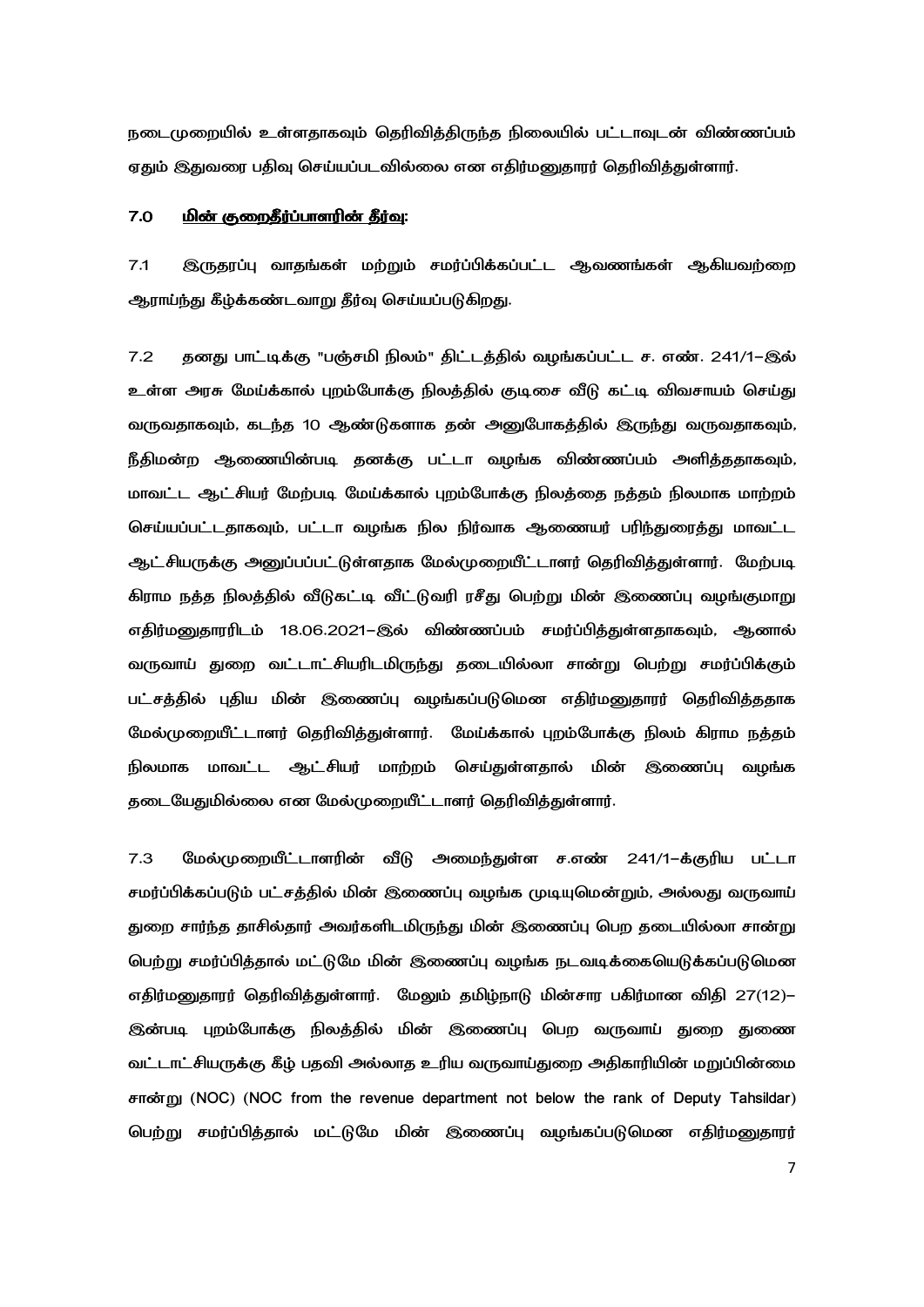நடைமுறையில் உள்ளதாகவும் தெரிவித்திருந்த நிலையில் பட்டாவுடன் விண்ணப்பம் ஏதும் இதுவரை பதிவு செய்யப்படவில்லை என எதிர்மனுதாரர் தெரிவித்துள்ளார்.

## 7.0 <u>மின் குறைதீர்ப்பாளரின் தீர்வு:</u>

7.1 இருதரப்பு வாதங்கள் மற்றும் சமர்ப்பிக்கப்பட்ட ஆவணங்கள் ஆகியவற்றை ஆராய்ந்து கீழ்க்கண்டவாறு தீர்வு செய்யப்படுகிறது.

7.2 தனது பாட்டிக்கு "பஞ்சமி நிலம்" திட்டத்தில் வழங்கப்பட்ட ச. எண். 241/1–இல் உள்ள அரசு மேய்க்கால் புறம்போக்கு நிலத்தில் குடிசை வீடு கட்டி விவசாயம் செய்து வருவதாகவும், கடந்த 10 ஆண்டுகளாக தன் அனுபோகத்தில் இருந்து வருவதாகவும், நீதிமன்ற ஆணையின்படி தனக்கு பட்டா வழங்க விண்ணப்பம் அளித்ததாகவும், மாவட்ட ஆட்சியர் மேற்படி மேய்க்கால் புறம்போக்கு நிலத்தை நத்தம் நிலமாக மாற்றம் செய்யப்பட்டதாகவும், பட்டா வழங்க நில நிர்வாக ஆணையர் பரிந்துரைத்து மாவட்ட ஆட்சியருக்கு அனுப்பப்பட்டுள்ளதாக மேல்முறையீட்டாளர் தெரிவித்துள்ளார். மேற்படி கிராம நத்த நிலத்தில் வீடுகட்டி வீட்டுவரி ரசீது பெற்று மின் இணைப்பு வழங்குமாறு எதிர்மனுதாரரிடம் 18.06.2021–இல் விண்ணப்பம் சமர்ப்பித்துள்ளதாகவும், ஆனால் வருவாய் துறை வட்டாட்சியரிடமிருந்து தடையில்லா சான்று பெற்று சமர்ப்பிக்கும் பட்சத்தில் புதிய மின் இணைப்பு வழங்கப்படுமென எதிர்மனுதாரர் தெரிவித்ததாக மேல்முறையீட்டாளர் தெரிவித்துள்ளார். மேய்க்கால் புறம்போக்கு நிலம் கிராம நத்தம் நிலமாக மாவட்ட ஆட்சியர் மாற்றம் செய்துள்ளதால் மின் இணைப்பு வழங்க தடையேதுமில்லை என மேல்முறையீட்டாளர் தெரிவித்துள்ளார்.

7.3 மேல்முறையீட்டாளரின் வீடு அமைந்துள்ள ச.எண் 241/1–க்குரிய பட்டா சமர்ப்பிக்கப்படும் பட்சத்தில் மின் இணைப்பு வழங்க முடியுமென்றும், அல்லது வருவாய் துறை சார்ந்த தாசில்தார் அவர்களிடமிருந்து மின் இணைப்பு பெற தடையில்லா சான்று பெற்று சமர்ப்பித்தால் மட்டுமே மின் இணைப்பு வழங்க நடவடிக்கையெடுக்கப்படுமென எதிர்மனுதாரர் தெரிவித்துள்ளார். மேலும் தமிழ்நாடு மின்சார பகிர்மான விதி 27(12)–இன்படி புறம்போக்கு நிலத்தில் மின் இணைப்பு பெற வருவாய் துறை துணை வட்டாட்சியருக்கு கீழ் பதவி அல்லாத உரிய வருவாய்துறை அதிகாரியின் மறுப்பின்மை சான்று (NOC) (NOC from the revenue department not below the rank of Deputy Tahsildar) பெற்று சமர்ப்பித்தால் மட்டுமே மின் இணைப்பு வழங்கப்படுமென எதிர்மனுதாரர்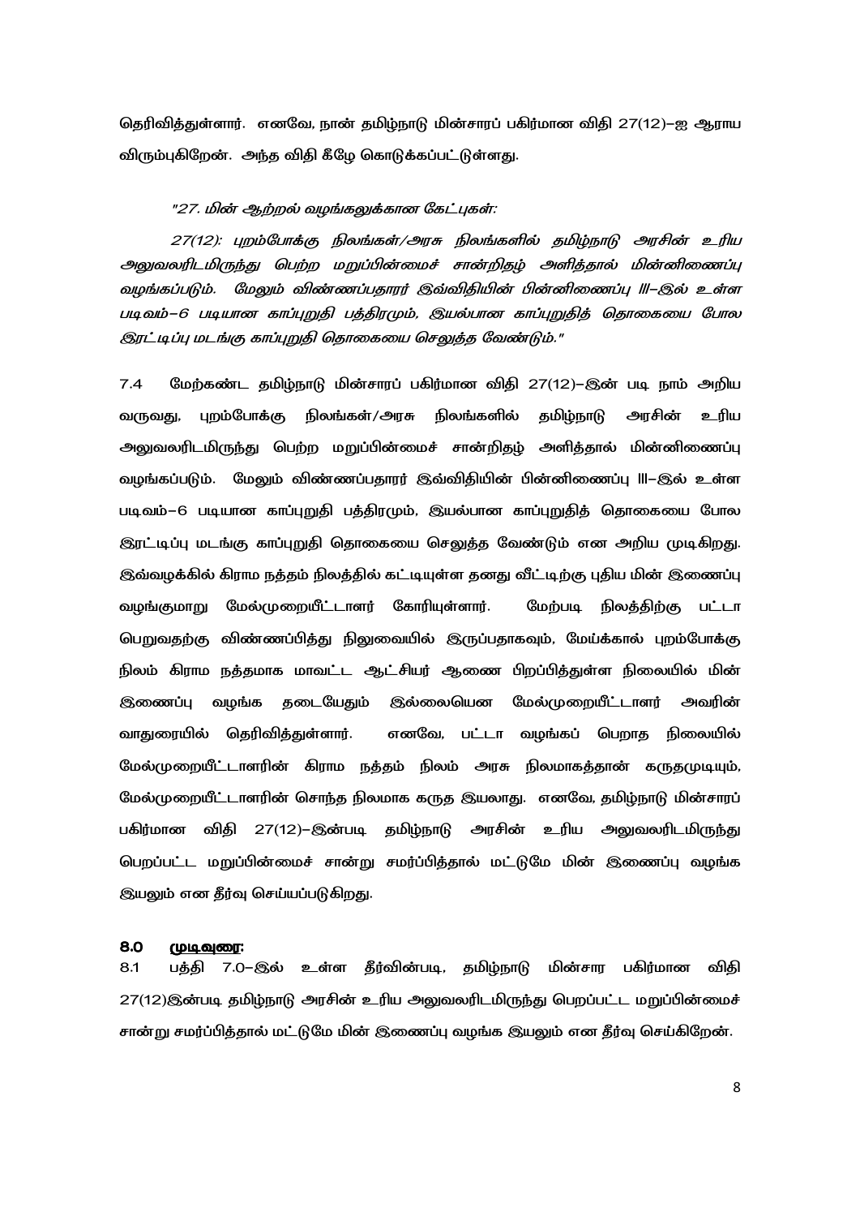தெரிவித்துள்ளார். எனவே, நான் தமிழ்நாடு மின்சாரப் பகிர்மான விதி 27(12)–ஐ ஆராய விரும்புகிறேன். அந்த விதி கீழே கொடுக்கப்பட்டுள்ளது.

*"27. மின் ஆற்றல் வழங்கலுக்கான கேட்புகள்:*

*27(12): புறம்போக்கு நிலங்கள்/அரசு நிலங்களில் தமிழ்நாடு அரசின் உரிய அலுவலரிடமிருந்து பெற்ற மறுப்பின்மைச் சான்றிதழ் அளித்தால் மின்னிணைப்பு வழங்கப்படும். மேலும் விண்ணப்பதாரர் இவ்விதியின் பின்னிணைப்பு III–இல் உள்ள படிவம்–6 படியான காப்புறுதி பத்திரமும், இயல்பான காப்புறுதித் தொகையை போல இரட்டிப்பு மடங்கு காப்புறுதி தொகையை செலுத்த வேண்டும்."*

7.4 மேற்கண்ட தமிழ்நாடு மின்சாரப் பகிர்மான விதி 27(12)–இன் படி நாம் அறிய வருவது, புறம்போக்கு நிலங்கள்/அரசு நிலங்களில் தமிழ்நாடு அரசின் உரிய அலுவலரிடமிருந்து பெற்ற மறுப்பின்மைச் சான்றிதழ் அளித்தால் மின்னிணைப்பு வழங்கப்படும். மேலும் விண்ணப்பதாரர் இவ்விதியின் பின்னிணைப்பு III–இல் உள்ள படிவம்–6 படியான காப்புறுதி பத்திரமும், இயல்பான காப்புறுதித் தொகையை போல இரட்டிப்பு மடங்கு காப்புறுதி தொகையை செலுத்த வேண்டும் என அறிய முடிகிறது. இவ்வழக்கில் கிராம நத்தம் நிலத்தில் கட்டியுள்ள தனது வீட்டிற்கு புதிய மின் இணைப்பு வழங்குமாறு மேல்முறையீட்டாளர் கோரியுள்ளார். மேற்படி நிலத்திற்கு பட்டா பெறுவதற்கு விண்ணப்பித்து நிலுவையில் இருப்பதாகவும், மேய்க்கால் புறம்போக்கு நிலம் கிராம நத்தமாக மாவட்ட ஆட்சியர் ஆணை பிறப்பித்துள்ள நிலையில் மின் இணைப்பு வழங்க தடையேதும் இல்லையென மேல்முறையீட்டாளர் அவரின் வாதுரையில் தெரிவித்துள்ளார். எனவே, பட்டா வழங்கப் பெறாத நிலையில் மேல்முறையீட்டாளரின் கிராம நத்தம் நிலம் அரசு நிலமாகத்தான் கருதமுடியும், மேல்முறையீட்டாளரின் சொந்த நிலமாக கருத இயலாது. எனவே, தமிழ்நாடு மின்சாரப் பகிர்மான விதி 27(12)–இன்படி தமிழ்நாடு அரசின் உரிய அலுவலரிடமிருந்து பெறப்பட்ட மறுப்பின்மைச் சான்று சமர்ப்பித்தால் மட்டுமே மின் இணைப்பு வழங்க இயலும் என தீர்வு செய்யப்படுகிறது.

**8.0 <u>முடிவுரை:</u>**

8.1 பத்தி 7.0–இல் உள்ள தீர்வின்படி, தமிழ்நாடு மின்சார பகிர்மான விதி 27(12)இன்படி தமிழ்நாடு அரசின் உரிய அலுவலரிடமிருந்து பெறப்பட்ட மறுப்பின்மைச் சான்று சமர்ப்பித்தால் மட்டுமே மின் இணைப்பு வழங்க இயலும் என தீர்வு செய்கிறேன்.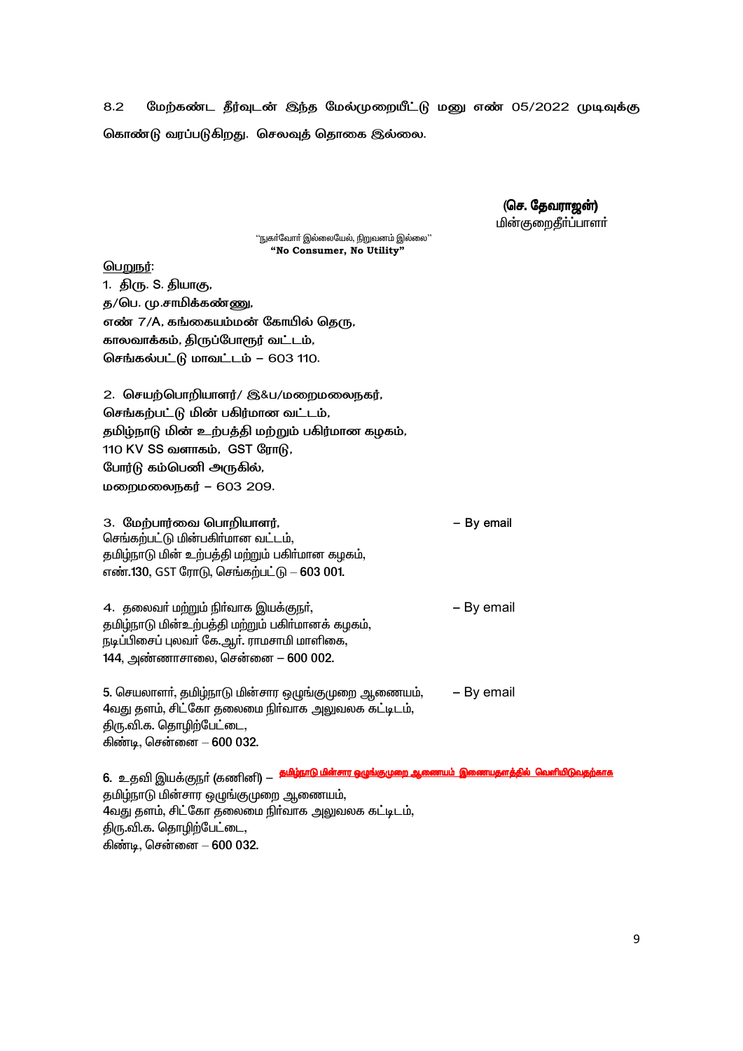8.2 மேற்கண்ட தீர்வுடன் இந்த மேல்முறையீட்டு மனு எண் 05/2022 முடிவுக்கு கொண்டு வரப்படுகிறது. செலவுத் தொகை இல்லை.

**(செ. தேவராஜன்)**
மின்குறைதீர்ப்பாளர்

"நுகர்வோர் இல்லையேல், நிறுவனம் இல்லை"
**"No Consumer, No Utility"**

பெறுநர்:

1. திரு. S. தியாகு,
த/பெ. மு.சாமிக்கண்ணு,
எண் 7/A, கங்கையம்மன் கோயில் தெரு,
காலவாக்கம், திருப்போரூர் வட்டம்,
செங்கல்பட்டு மாவட்டம் – 603 110.

2. செயற்பொறியாளர்/ இ&ப/மறைமலைநகர்,
செங்கற்பட்டு மின் பகிர்மான வட்டம்,
தமிழ்நாடு மின் உற்பத்தி மற்றும் பகிர்மான கழகம்,
110 KV SS வளாகம், GST ரோடு,
போர்டு கம்பெனி அருகில்,
மறைமலைநகர் – 603 209.

3. மேற்பார்வை பொறியாளர், – By email
செங்கற்பட்டு மின்பகிர்மான வட்டம்,
தமிழ்நாடு மின் உற்பத்தி மற்றும் பகிர்மான கழகம்,
எண்.130, GST ரோடு, செங்கற்பட்டு – 603 001.

4. தலைவர் மற்றும் நிர்வாக இயக்குநர், – By email
தமிழ்நாடு மின்உற்பத்தி மற்றும் பகிர்மானக் கழகம்,
நடிப்பிசைப் புலவர் கே.ஆர். ராமசாமி மாளிகை,
144, அண்ணாசாலை, சென்னை – 600 002.

5. செயலாளர், தமிழ்நாடு மின்சார ஒழுங்குமுறை ஆணையம், – By email
4வது தளம், சிட்கோ தலைமை நிர்வாக அலுவலக கட்டிடம்,
திரு.வி.க. தொழிற்பேட்டை,
கிண்டி, சென்னை – 600 032.

6. உதவி இயக்குநர் (கணினி) – தமிழ்நாடு மின்சார ஒழுங்குமுறை ஆணையம் இணையதளத்தில் வெளியிடுவதற்காக
தமிழ்நாடு மின்சார ஒழுங்குமுறை ஆணையம்,
4வது தளம், சிட்கோ தலைமை நிர்வாக அலுவலக கட்டிடம்,
திரு.வி.க. தொழிற்பேட்டை,
கிண்டி, சென்னை – 600 032.